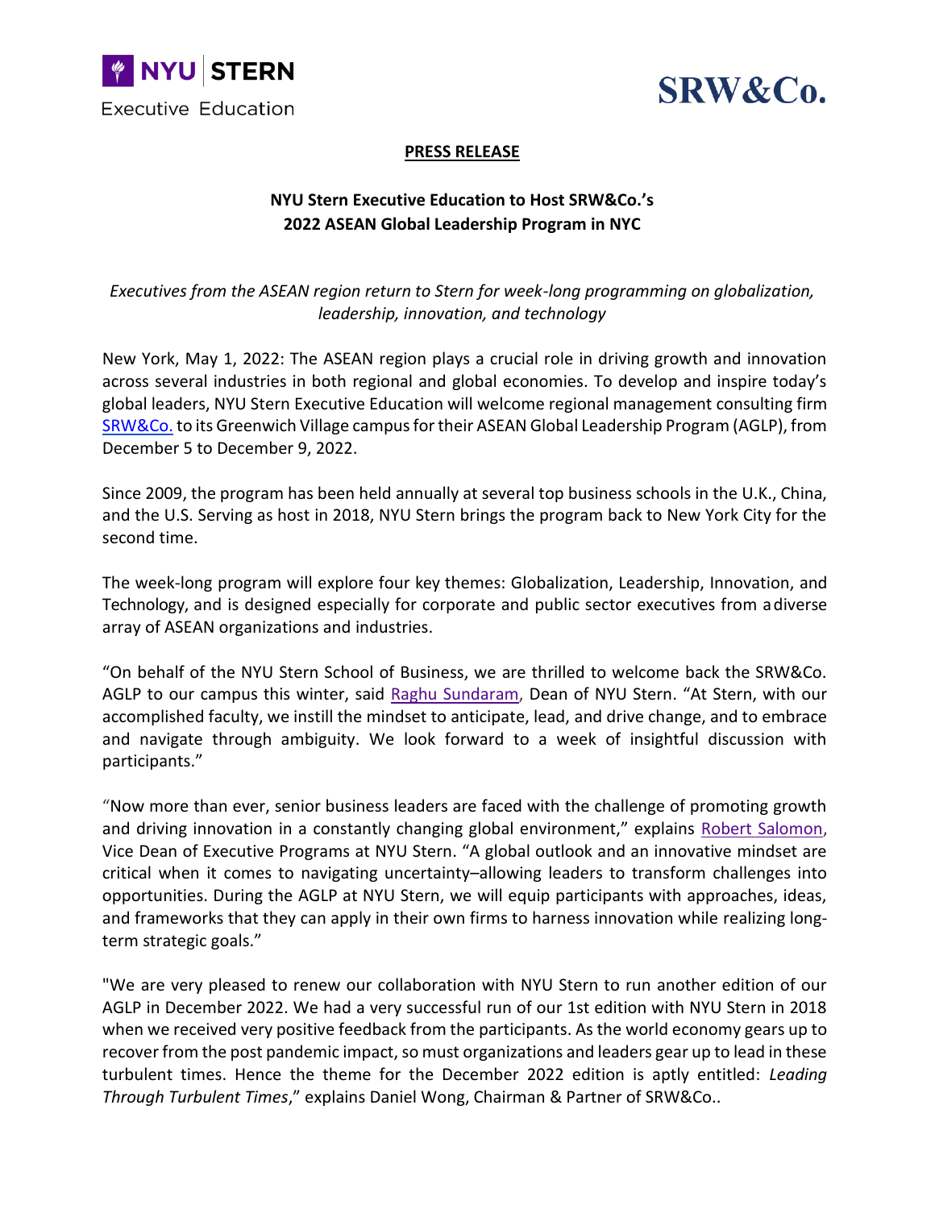NYU | STERN

Executive Education

SRW&Co.

**PRESS RELEASE**

**NYU Stern Executive Education to Host SRW&Co.'s**
**2022 ASEAN Global Leadership Program in NYC**

*Executives from the ASEAN region return to Stern for week-long programming on globalization, leadership, innovation, and technology*

New York, May 1, 2022: The ASEAN region plays a crucial role in driving growth and innovation across several industries in both regional and global economies. To develop and inspire today's global leaders, NYU Stern Executive Education will welcome regional management consulting firm SRW&Co. to its Greenwich Village campus for their ASEAN Global Leadership Program (AGLP), from December 5 to December 9, 2022.

Since 2009, the program has been held annually at several top business schools in the U.K., China, and the U.S. Serving as host in 2018, NYU Stern brings the program back to New York City for the second time.

The week-long program will explore four key themes: Globalization, Leadership, Innovation, and Technology, and is designed especially for corporate and public sector executives from a diverse array of ASEAN organizations and industries.

"On behalf of the NYU Stern School of Business, we are thrilled to welcome back the SRW&Co. AGLP to our campus this winter, said Raghu Sundaram, Dean of NYU Stern. "At Stern, with our accomplished faculty, we instill the mindset to anticipate, lead, and drive change, and to embrace and navigate through ambiguity. We look forward to a week of insightful discussion with participants."

"Now more than ever, senior business leaders are faced with the challenge of promoting growth and driving innovation in a constantly changing global environment," explains Robert Salomon, Vice Dean of Executive Programs at NYU Stern. "A global outlook and an innovative mindset are critical when it comes to navigating uncertainty–allowing leaders to transform challenges into opportunities. During the AGLP at NYU Stern, we will equip participants with approaches, ideas, and frameworks that they can apply in their own firms to harness innovation while realizing long-term strategic goals."

"We are very pleased to renew our collaboration with NYU Stern to run another edition of our AGLP in December 2022. We had a very successful run of our 1st edition with NYU Stern in 2018 when we received very positive feedback from the participants. As the world economy gears up to recover from the post pandemic impact, so must organizations and leaders gear up to lead in these turbulent times. Hence the theme for the December 2022 edition is aptly entitled: *Leading Through Turbulent Times*," explains Daniel Wong, Chairman & Partner of SRW&Co..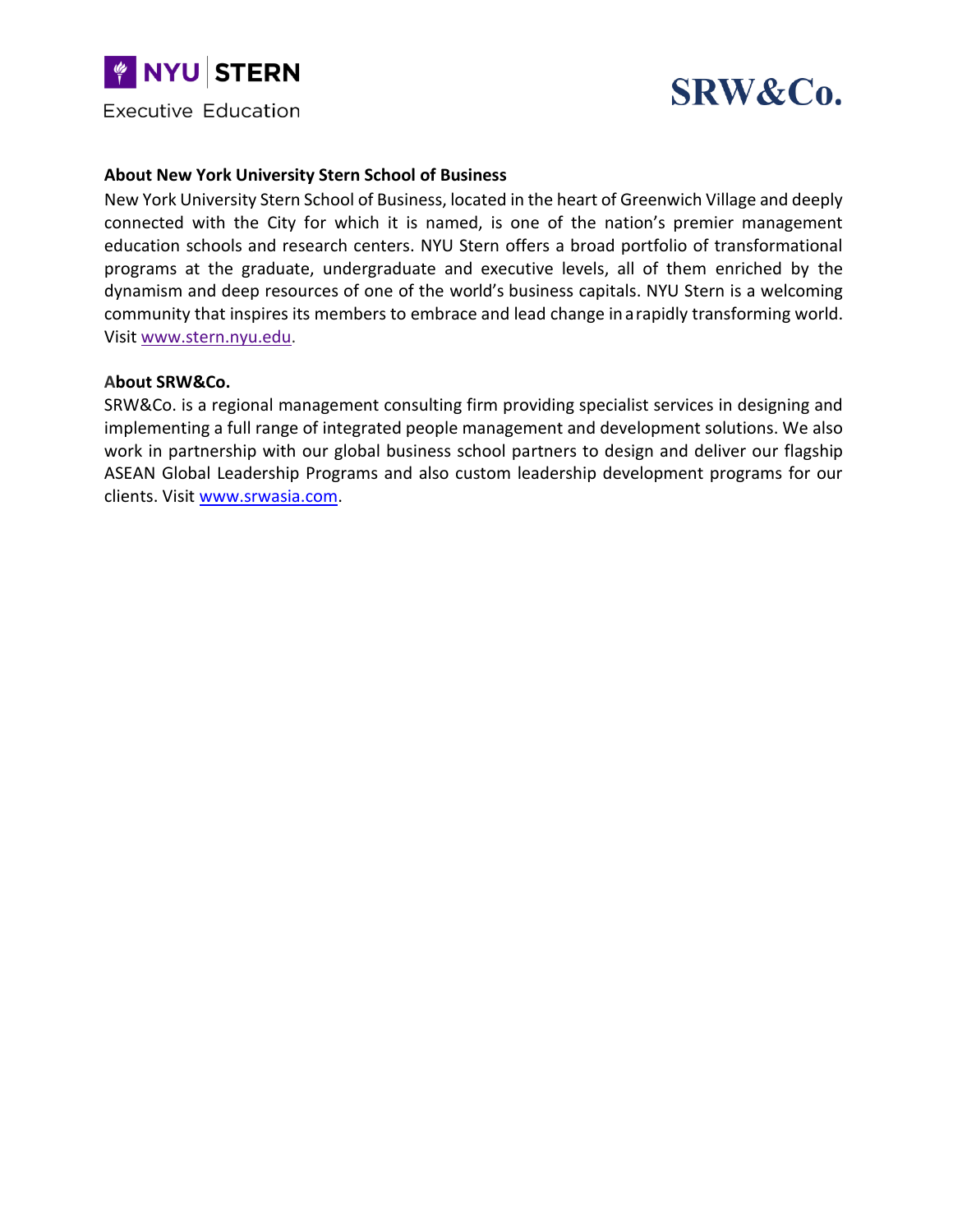**About New York University Stern School of Business**

New York University Stern School of Business, located in the heart of Greenwich Village and deeply connected with the City for which it is named, is one of the nation's premier management education schools and research centers. NYU Stern offers a broad portfolio of transformational programs at the graduate, undergraduate and executive levels, all of them enriched by the dynamism and deep resources of one of the world's business capitals. NYU Stern is a welcoming community that inspires its members to embrace and lead change in a rapidly transforming world. Visit www.stern.nyu.edu.

**About SRW&Co.**

SRW&Co. is a regional management consulting firm providing specialist services in designing and implementing a full range of integrated people management and development solutions. We also work in partnership with our global business school partners to design and deliver our flagship ASEAN Global Leadership Programs and also custom leadership development programs for our clients. Visit www.srwasia.com.